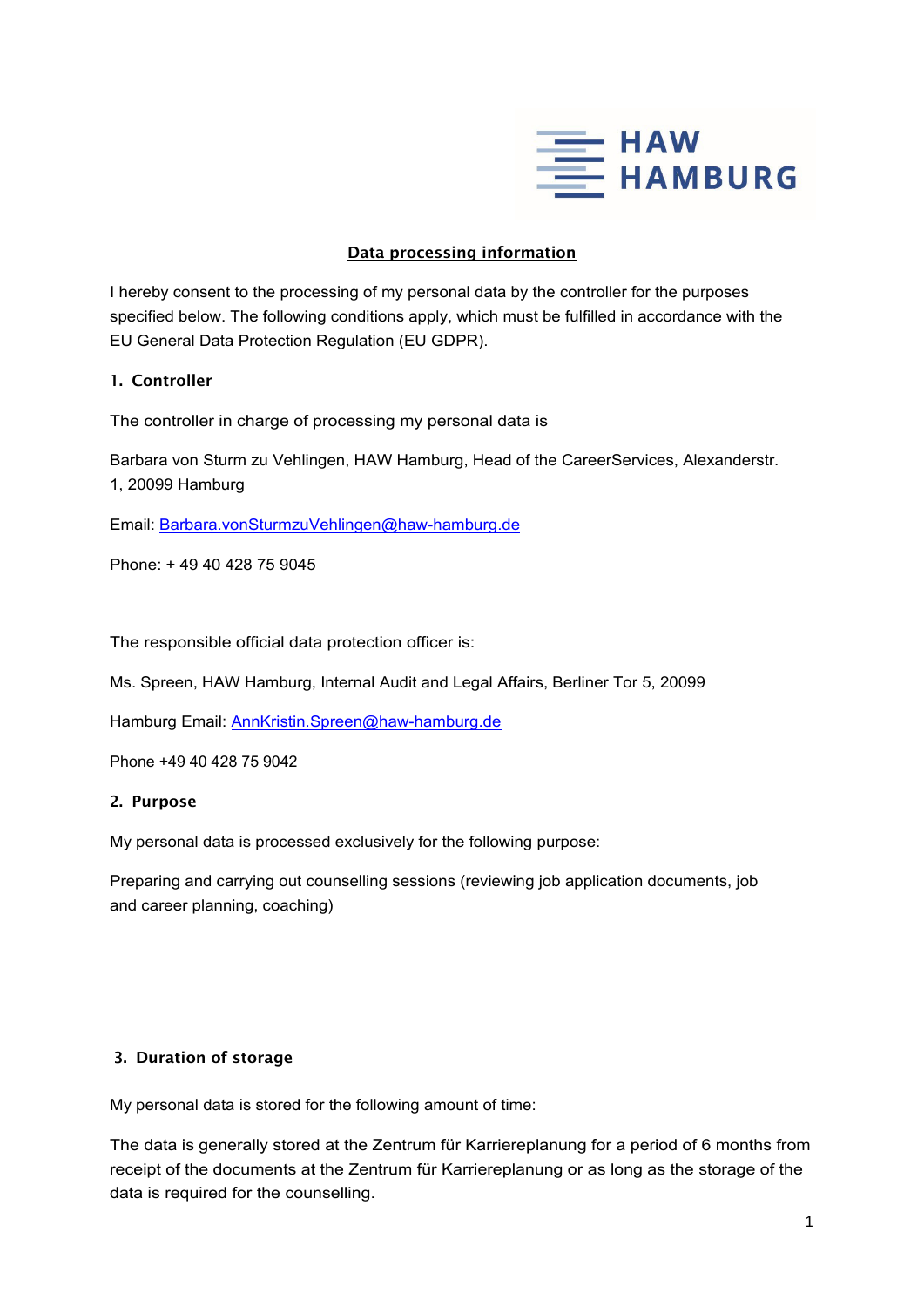HAW HAMBURG

# Data processing information

I hereby consent to the processing of my personal data by the controller for the purposes specified below. The following conditions apply, which must be fulfilled in accordance with the EU General Data Protection Regulation (EU GDPR).

## 1. Controller

The controller in charge of processing my personal data is

Barbara von Sturm zu Vehlingen, HAW Hamburg, Head of the CareerServices, Alexanderstr. 1, 20099 Hamburg

Email: Barbara.vonSturmzuVehlingen@haw-hamburg.de

Phone: + 49 40 428 75 9045

The responsible official data protection officer is:

Ms. Spreen, HAW Hamburg, Internal Audit and Legal Affairs, Berliner Tor 5, 20099

Hamburg Email: AnnKristin.Spreen@haw-hamburg.de

Phone +49 40 428 75 9042

## 2. Purpose

My personal data is processed exclusively for the following purpose:

Preparing and carrying out counselling sessions (reviewing job application documents, job and career planning, coaching)

## 3. Duration of storage

My personal data is stored for the following amount of time:

The data is generally stored at the Zentrum für Karriereplanung for a period of 6 months from receipt of the documents at the Zentrum für Karriereplanung or as long as the storage of the data is required for the counselling.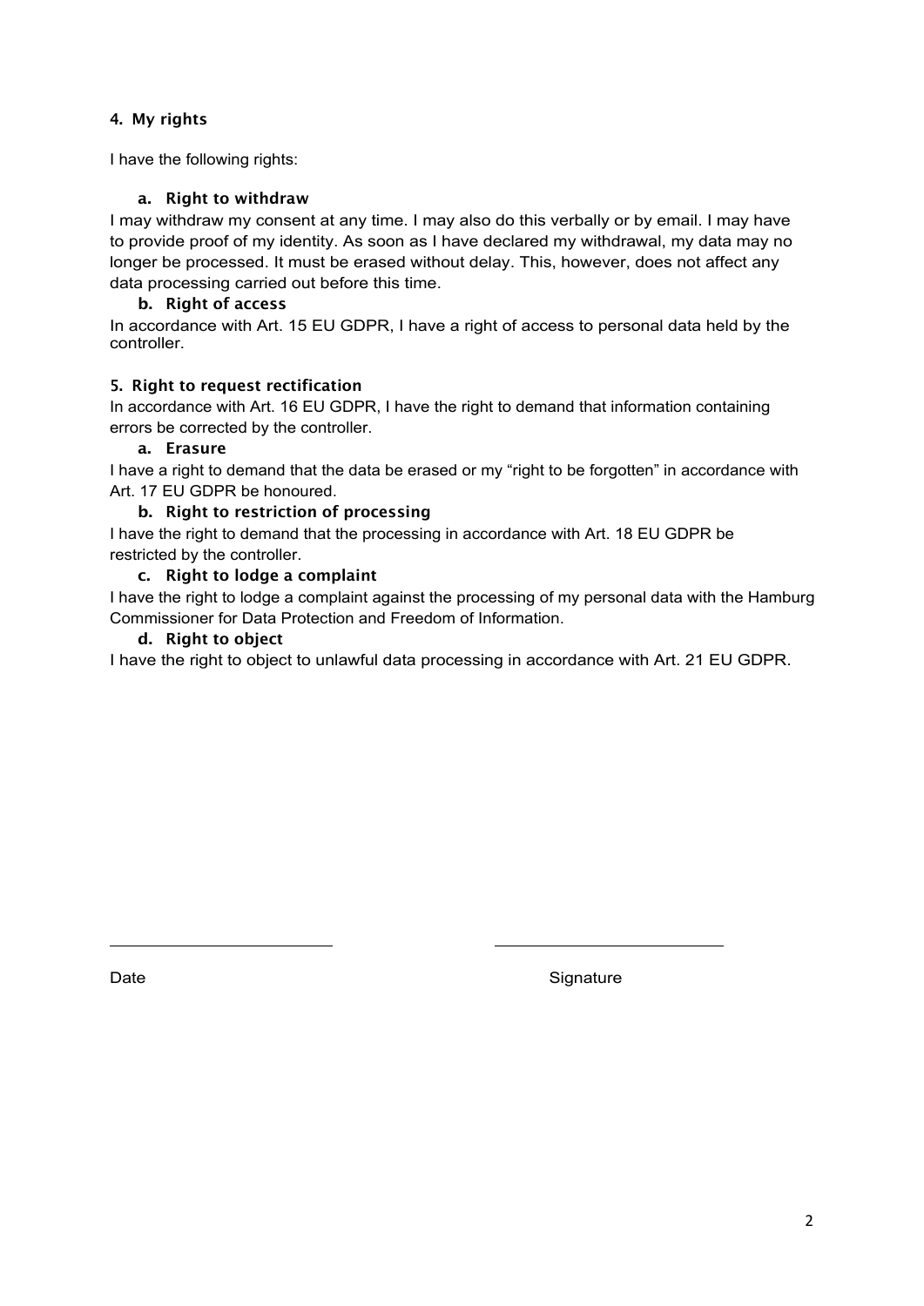## 4. My rights

I have the following rights:

### a. Right to withdraw

I may withdraw my consent at any time. I may also do this verbally or by email. I may have to provide proof of my identity. As soon as I have declared my withdrawal, my data may no longer be processed. It must be erased without delay. This, however, does not affect any data processing carried out before this time.

### b. Right of access

In accordance with Art. 15 EU GDPR, I have a right of access to personal data held by the controller.

## 5. Right to request rectification

In accordance with Art. 16 EU GDPR, I have the right to demand that information containing errors be corrected by the controller.

### a. Erasure

I have a right to demand that the data be erased or my “right to be forgotten” in accordance with Art. 17 EU GDPR be honoured.

### b. Right to restriction of processing

I have the right to demand that the processing in accordance with Art. 18 EU GDPR be restricted by the controller.

### c. Right to lodge a complaint

I have the right to lodge a complaint against the processing of my personal data with the Hamburg Commissioner for Data Protection and Freedom of Information.

### d. Right to object

I have the right to object to unlawful data processing in accordance with Art. 21 EU GDPR.

\_\_\_\_\_\_\_\_\_\_\_\_\_\_\_\_\_\_\_\_\_\_\_\_\_ \_\_\_\_\_\_\_\_\_\_\_\_\_\_\_\_\_\_\_\_\_\_\_\_\_

Date Signature